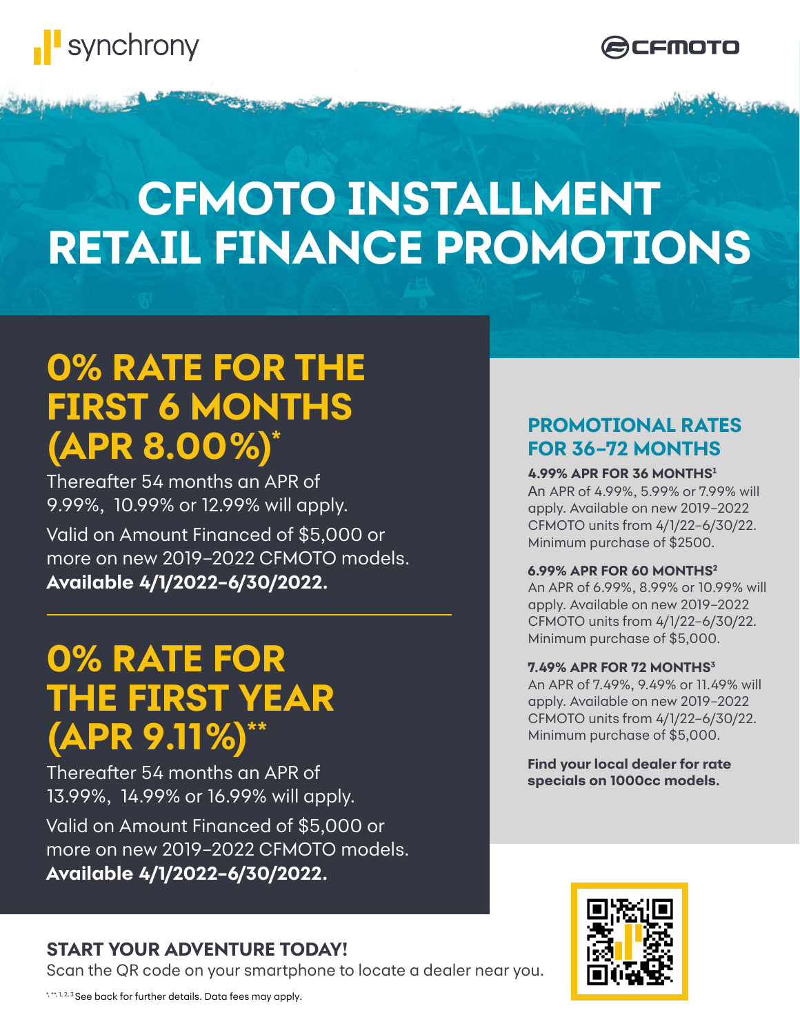synchrony

CFMOTO

# CFMOTO INSTALLMENT RETAIL FINANCE PROMOTIONS

## 0% RATE FOR THE FIRST 6 MONTHS (APR 8.00%)*

Thereafter 54 months an APR of 9.99%, 10.99% or 12.99% will apply.

Valid on Amount Financed of $5,000 or more on new 2019–2022 CFMOTO models. **Available 4/1/2022–6/30/2022.**

## 0% RATE FOR THE FIRST YEAR (APR 9.11%)**

Thereafter 54 months an APR of 13.99%, 14.99% or 16.99% will apply.

Valid on Amount Financed of $5,000 or more on new 2019–2022 CFMOTO models. **Available 4/1/2022–6/30/2022.**

## PROMOTIONAL RATES FOR 36–72 MONTHS

**4.99% APR FOR 36 MONTHS[1]**
An APR of 4.99%, 5.99% or 7.99% will apply. Available on new 2019–2022 CFMOTO units from 4/1/22–6/30/22. Minimum purchase of $2500.

**6.99% APR FOR 60 MONTHS[2]**
An APR of 6.99%, 8.99% or 10.99% will apply. Available on new 2019–2022 CFMOTO units from 4/1/22–6/30/22. Minimum purchase of $5,000.

**7.49% APR FOR 72 MONTHS[3]**
An APR of 7.49%, 9.49% or 11.49% will apply. Available on new 2019–2022 CFMOTO units from 4/1/22–6/30/22. Minimum purchase of $5,000.

**Find your local dealer for rate specials on 1000cc models.**

**START YOUR ADVENTURE TODAY!**
Scan the QR code on your smartphone to locate a dealer near you.

*, **, 1, 2, 3 See back for further details. Data fees may apply.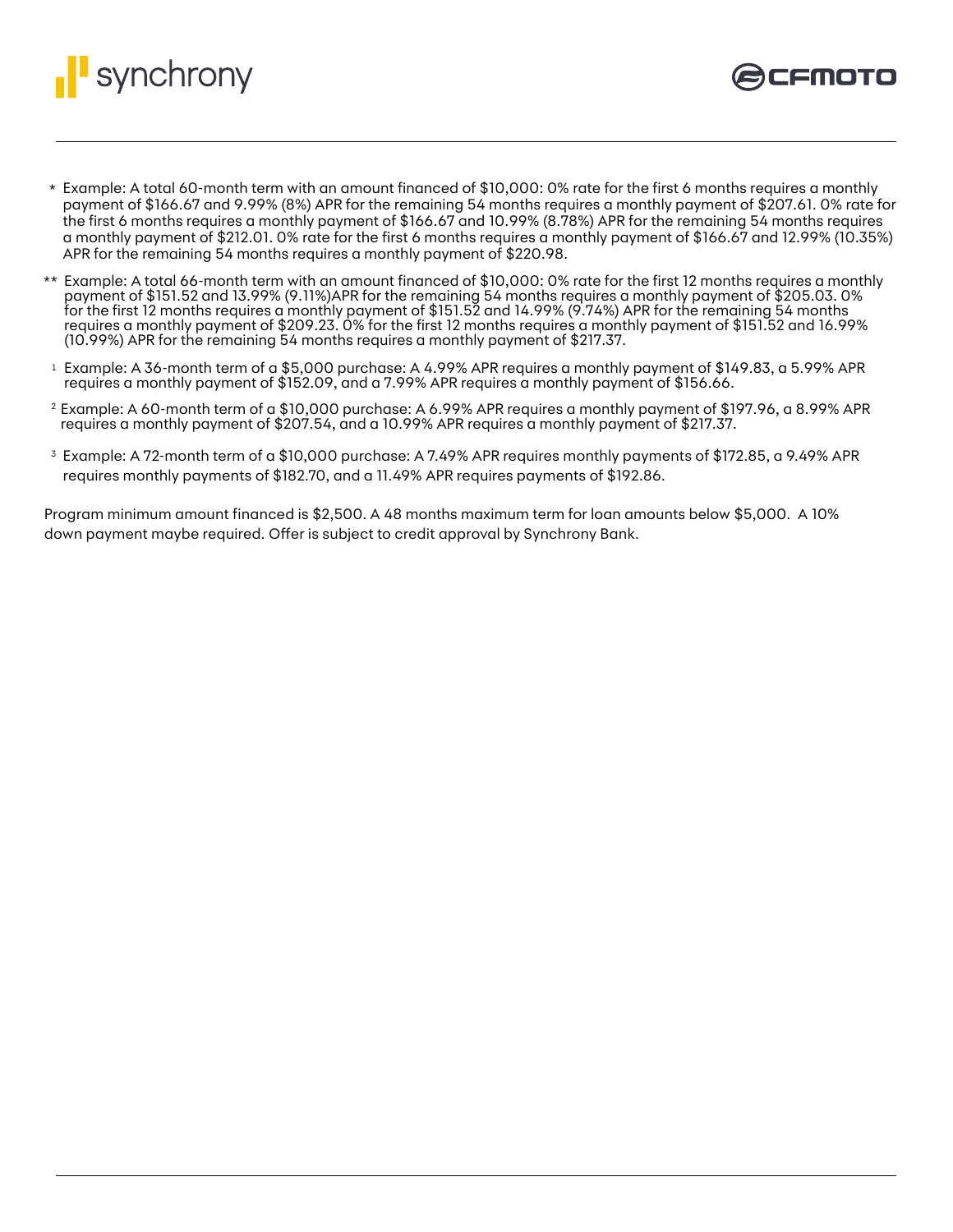\* Example: A total 60-month term with an amount financed of $10,000: 0% rate for the first 6 months requires a monthly payment of $166.67 and 9.99% (8%) APR for the remaining 54 months requires a monthly payment of $207.61. 0% rate for the first 6 months requires a monthly payment of $166.67 and 10.99% (8.78%) APR for the remaining 54 months requires a monthly payment of $212.01. 0% rate for the first 6 months requires a monthly payment of $166.67 and 12.99% (10.35%) APR for the remaining 54 months requires a monthly payment of $220.98.

\*\* Example: A total 66-month term with an amount financed of $10,000: 0% rate for the first 12 months requires a monthly payment of $151.52 and 13.99% (9.11%)APR for the remaining 54 months requires a monthly payment of $205.03. 0% for the first 12 months requires a monthly payment of $151.52 and 14.99% (9.74%) APR for the remaining 54 months requires a monthly payment of $209.23. 0% for the first 12 months requires a monthly payment of $151.52 and 16.99% (10.99%) APR for the remaining 54 months requires a monthly payment of $217.37.

[1] Example: A 36-month term of a $5,000 purchase: A 4.99% APR requires a monthly payment of $149.83, a 5.99% APR requires a monthly payment of $152.09, and a 7.99% APR requires a monthly payment of $156.66.

[2] Example: A 60-month term of a $10,000 purchase: A 6.99% APR requires a monthly payment of $197.96, a 8.99% APR requires a monthly payment of $207.54, and a 10.99% APR requires a monthly payment of $217.37.

[3] Example: A 72-month term of a $10,000 purchase: A 7.49% APR requires monthly payments of $172.85, a 9.49% APR requires monthly payments of $182.70, and a 11.49% APR requires payments of $192.86.

Program minimum amount financed is $2,500. A 48 months maximum term for loan amounts below $5,000. A 10% down payment maybe required. Offer is subject to credit approval by Synchrony Bank.